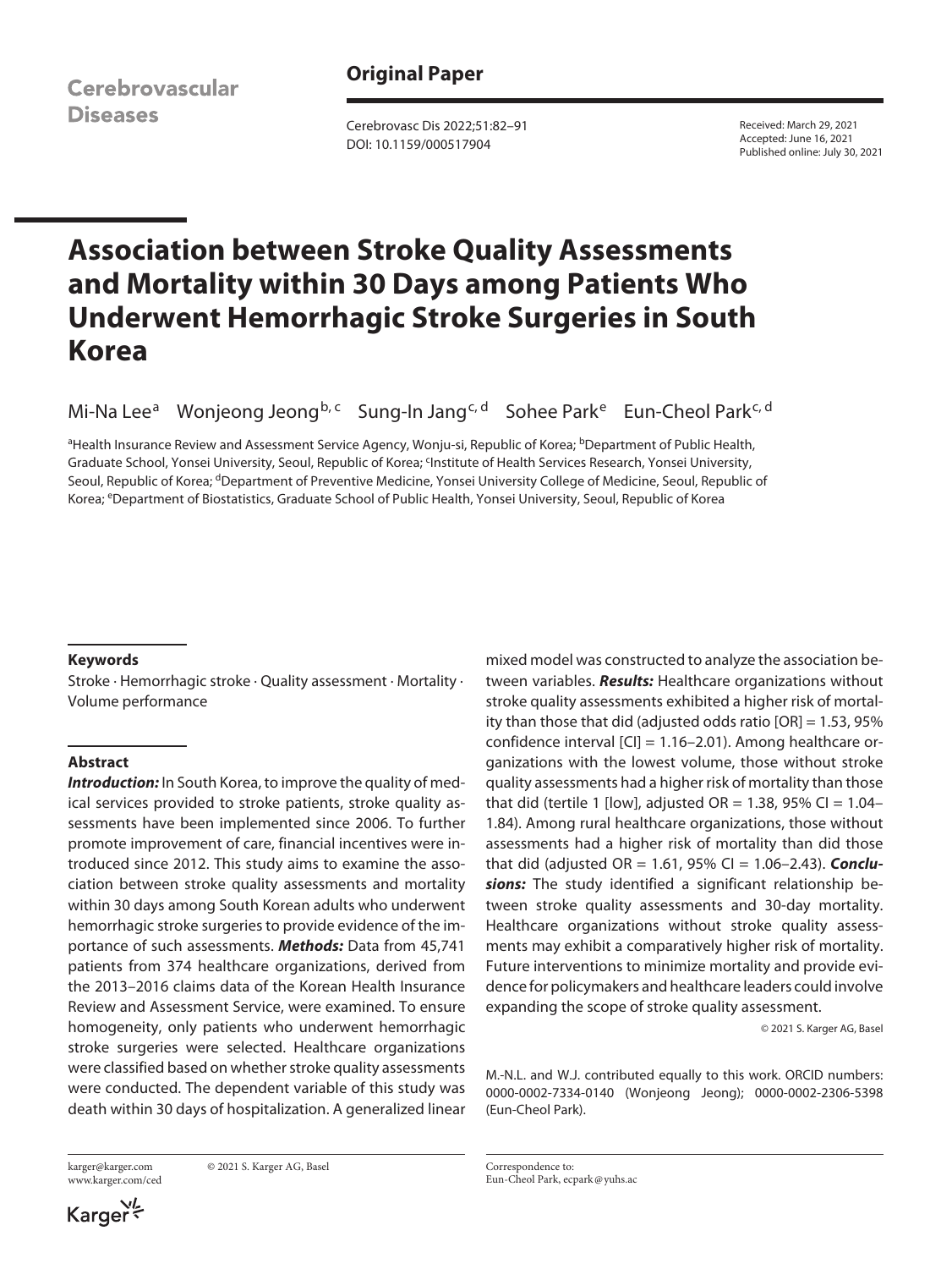Cerebrovascular Diseases

**Original Paper**

Cerebrovasc Dis 2022;51:82–91
DOI: 10.1159/000517904

Received: March 29, 2021
Accepted: June 16, 2021
Published online: July 30, 2021

# Association between Stroke Quality Assessments and Mortality within 30 Days among Patients Who Underwent Hemorrhagic Stroke Surgeries in South Korea

Mi-Na Lee[a] Wonjeong Jeong[b, c] Sung-In Jang[c, d] Sohee Park[e] Eun-Cheol Park[c, d]

[a]Health Insurance Review and Assessment Service Agency, Wonju-si, Republic of Korea; [b]Department of Public Health, Graduate School, Yonsei University, Seoul, Republic of Korea; [c]Institute of Health Services Research, Yonsei University, Seoul, Republic of Korea; [d]Department of Preventive Medicine, Yonsei University College of Medicine, Seoul, Republic of Korea; [e]Department of Biostatistics, Graduate School of Public Health, Yonsei University, Seoul, Republic of Korea

## Keywords

Stroke · Hemorrhagic stroke · Quality assessment · Mortality · Volume performance

## Abstract

***Introduction:*** In South Korea, to improve the quality of medical services provided to stroke patients, stroke quality assessments have been implemented since 2006. To further promote improvement of care, financial incentives were introduced since 2012. This study aims to examine the association between stroke quality assessments and mortality within 30 days among South Korean adults who underwent hemorrhagic stroke surgeries to provide evidence of the importance of such assessments. ***Methods:*** Data from 45,741 patients from 374 healthcare organizations, derived from the 2013–2016 claims data of the Korean Health Insurance Review and Assessment Service, were examined. To ensure homogeneity, only patients who underwent hemorrhagic stroke surgeries were selected. Healthcare organizations were classified based on whether stroke quality assessments were conducted. The dependent variable of this study was death within 30 days of hospitalization. A generalized linear mixed model was constructed to analyze the association between variables. ***Results:*** Healthcare organizations without stroke quality assessments exhibited a higher risk of mortality than those that did (adjusted odds ratio [OR] = 1.53, 95% confidence interval [CI] = 1.16–2.01). Among healthcare organizations with the lowest volume, those without stroke quality assessments had a higher risk of mortality than those that did (tertile 1 [low], adjusted OR = 1.38, 95% CI = 1.04–1.84). Among rural healthcare organizations, those without assessments had a higher risk of mortality than did those that did (adjusted OR = 1.61, 95% CI = 1.06–2.43). ***Conclusions:*** The study identified a significant relationship between stroke quality assessments and 30-day mortality. Healthcare organizations without stroke quality assessments may exhibit a comparatively higher risk of mortality. Future interventions to minimize mortality and provide evidence for policymakers and healthcare leaders could involve expanding the scope of stroke quality assessment.

© 2021 S. Karger AG, Basel

M.-N.L. and W.J. contributed equally to this work. ORCID numbers: 0000-0002-7334-0140 (Wonjeong Jeong); 0000-0002-2306-5398 (Eun-Cheol Park).

karger@karger.com
www.karger.com/ced

© 2021 S. Karger AG, Basel

Correspondence to:
Eun-Cheol Park, ecpark@yuhs.ac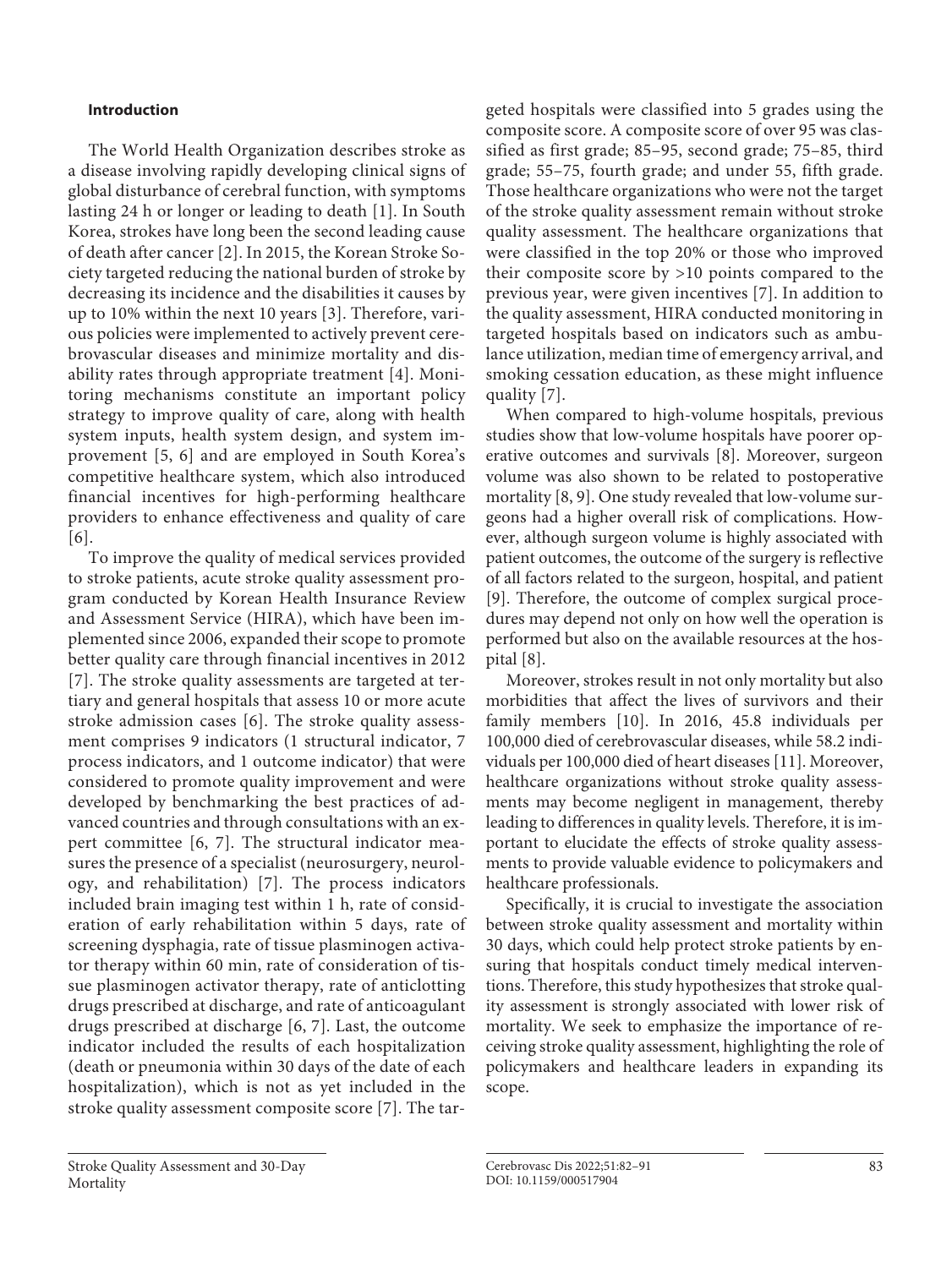## Introduction

The World Health Organization describes stroke as a disease involving rapidly developing clinical signs of global disturbance of cerebral function, with symptoms lasting 24 h or longer or leading to death [1]. In South Korea, strokes have long been the second leading cause of death after cancer [2]. In 2015, the Korean Stroke Society targeted reducing the national burden of stroke by decreasing its incidence and the disabilities it causes by up to 10% within the next 10 years [3]. Therefore, various policies were implemented to actively prevent cerebrovascular diseases and minimize mortality and disability rates through appropriate treatment [4]. Monitoring mechanisms constitute an important policy strategy to improve quality of care, along with health system inputs, health system design, and system improvement [5, 6] and are employed in South Korea's competitive healthcare system, which also introduced financial incentives for high-performing healthcare providers to enhance effectiveness and quality of care [6].

To improve the quality of medical services provided to stroke patients, acute stroke quality assessment program conducted by Korean Health Insurance Review and Assessment Service (HIRA), which have been implemented since 2006, expanded their scope to promote better quality care through financial incentives in 2012 [7]. The stroke quality assessments are targeted at tertiary and general hospitals that assess 10 or more acute stroke admission cases [6]. The stroke quality assessment comprises 9 indicators (1 structural indicator, 7 process indicators, and 1 outcome indicator) that were considered to promote quality improvement and were developed by benchmarking the best practices of advanced countries and through consultations with an expert committee [6, 7]. The structural indicator measures the presence of a specialist (neurosurgery, neurology, and rehabilitation) [7]. The process indicators included brain imaging test within 1 h, rate of consideration of early rehabilitation within 5 days, rate of screening dysphagia, rate of tissue plasminogen activator therapy within 60 min, rate of consideration of tissue plasminogen activator therapy, rate of anticlotting drugs prescribed at discharge, and rate of anticoagulant drugs prescribed at discharge [6, 7]. Last, the outcome indicator included the results of each hospitalization (death or pneumonia within 30 days of the date of each hospitalization), which is not as yet included in the stroke quality assessment composite score [7]. The targeted hospitals were classified into 5 grades using the composite score. A composite score of over 95 was classified as first grade; 85–95, second grade; 75–85, third grade; 55–75, fourth grade; and under 55, fifth grade. Those healthcare organizations who were not the target of the stroke quality assessment remain without stroke quality assessment. The healthcare organizations that were classified in the top 20% or those who improved their composite score by >10 points compared to the previous year, were given incentives [7]. In addition to the quality assessment, HIRA conducted monitoring in targeted hospitals based on indicators such as ambulance utilization, median time of emergency arrival, and smoking cessation education, as these might influence quality [7].

When compared to high-volume hospitals, previous studies show that low-volume hospitals have poorer operative outcomes and survivals [8]. Moreover, surgeon volume was also shown to be related to postoperative mortality [8, 9]. One study revealed that low-volume surgeons had a higher overall risk of complications. However, although surgeon volume is highly associated with patient outcomes, the outcome of the surgery is reflective of all factors related to the surgeon, hospital, and patient [9]. Therefore, the outcome of complex surgical procedures may depend not only on how well the operation is performed but also on the available resources at the hospital [8].

Moreover, strokes result in not only mortality but also morbidities that affect the lives of survivors and their family members [10]. In 2016, 45.8 individuals per 100,000 died of cerebrovascular diseases, while 58.2 individuals per 100,000 died of heart diseases [11]. Moreover, healthcare organizations without stroke quality assessments may become negligent in management, thereby leading to differences in quality levels. Therefore, it is important to elucidate the effects of stroke quality assessments to provide valuable evidence to policymakers and healthcare professionals.

Specifically, it is crucial to investigate the association between stroke quality assessment and mortality within 30 days, which could help protect stroke patients by ensuring that hospitals conduct timely medical interventions. Therefore, this study hypothesizes that stroke quality assessment is strongly associated with lower risk of mortality. We seek to emphasize the importance of receiving stroke quality assessment, highlighting the role of policymakers and healthcare leaders in expanding its scope.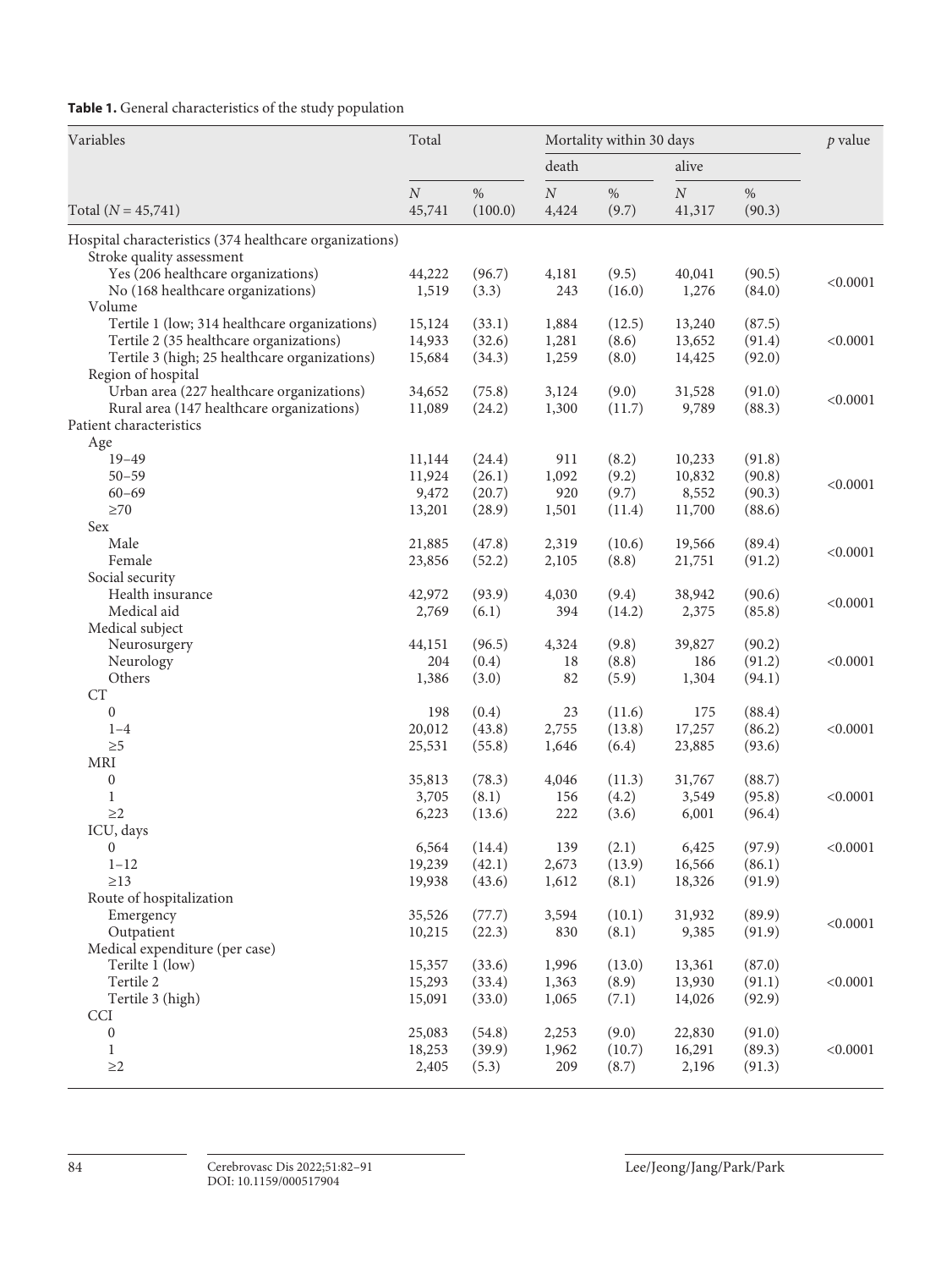**Table 1.** General characteristics of the study population

| Variables | Total | | Mortality within 30 days | | | | *p* value |
|---|---|---|---|---|---|---|---|
| | | | death | | alive | | |
| | *N* | % | *N* | % | *N* | % | |
| Total (*N* = 45,741) | 45,741 | (100.0) | 4,424 | (9.7) | 41,317 | (90.3) | |
| Hospital characteristics (374 healthcare organizations) | | | | | | | |
| Stroke quality assessment | | | | | | | |
| Yes (206 healthcare organizations) | 44,222 | (96.7) | 4,181 | (9.5) | 40,041 | (90.5) | <0.0001 |
| No (168 healthcare organizations) | 1,519 | (3.3) | 243 | (16.0) | 1,276 | (84.0) | |
| Volume | | | | | | | |
| Tertile 1 (low; 314 healthcare organizations) | 15,124 | (33.1) | 1,884 | (12.5) | 13,240 | (87.5) | <0.0001 |
| Tertile 2 (35 healthcare organizations) | 14,933 | (32.6) | 1,281 | (8.6) | 13,652 | (91.4) | |
| Tertile 3 (high; 25 healthcare organizations) | 15,684 | (34.3) | 1,259 | (8.0) | 14,425 | (92.0) | |
| Region of hospital | | | | | | | |
| Urban area (227 healthcare organizations) | 34,652 | (75.8) | 3,124 | (9.0) | 31,528 | (91.0) | <0.0001 |
| Rural area (147 healthcare organizations) | 11,089 | (24.2) | 1,300 | (11.7) | 9,789 | (88.3) | |
| Patient characteristics | | | | | | | |
| Age | | | | | | | |
| 19–49 | 11,144 | (24.4) | 911 | (8.2) | 10,233 | (91.8) | <0.0001 |
| 50–59 | 11,924 | (26.1) | 1,092 | (9.2) | 10,832 | (90.8) | |
| 60–69 | 9,472 | (20.7) | 920 | (9.7) | 8,552 | (90.3) | |
| ≥70 | 13,201 | (28.9) | 1,501 | (11.4) | 11,700 | (88.6) | |
| Sex | | | | | | | |
| Male | 21,885 | (47.8) | 2,319 | (10.6) | 19,566 | (89.4) | <0.0001 |
| Female | 23,856 | (52.2) | 2,105 | (8.8) | 21,751 | (91.2) | |
| Social security | | | | | | | |
| Health insurance | 42,972 | (93.9) | 4,030 | (9.4) | 38,942 | (90.6) | <0.0001 |
| Medical aid | 2,769 | (6.1) | 394 | (14.2) | 2,375 | (85.8) | |
| Medical subject | | | | | | | |
| Neurosurgery | 44,151 | (96.5) | 4,324 | (9.8) | 39,827 | (90.2) | <0.0001 |
| Neurology | 204 | (0.4) | 18 | (8.8) | 186 | (91.2) | |
| Others | 1,386 | (3.0) | 82 | (5.9) | 1,304 | (94.1) | |
| CT | | | | | | | |
| 0 | 198 | (0.4) | 23 | (11.6) | 175 | (88.4) | <0.0001 |
| 1–4 | 20,012 | (43.8) | 2,755 | (13.8) | 17,257 | (86.2) | |
| ≥5 | 25,531 | (55.8) | 1,646 | (6.4) | 23,885 | (93.6) | |
| MRI | | | | | | | |
| 0 | 35,813 | (78.3) | 4,046 | (11.3) | 31,767 | (88.7) | <0.0001 |
| 1 | 3,705 | (8.1) | 156 | (4.2) | 3,549 | (95.8) | |
| ≥2 | 6,223 | (13.6) | 222 | (3.6) | 6,001 | (96.4) | |
| ICU, days | | | | | | | |
| 0 | 6,564 | (14.4) | 139 | (2.1) | 6,425 | (97.9) | <0.0001 |
| 1–12 | 19,239 | (42.1) | 2,673 | (13.9) | 16,566 | (86.1) | |
| ≥13 | 19,938 | (43.6) | 1,612 | (8.1) | 18,326 | (91.9) | |
| Route of hospitalization | | | | | | | |
| Emergency | 35,526 | (77.7) | 3,594 | (10.1) | 31,932 | (89.9) | <0.0001 |
| Outpatient | 10,215 | (22.3) | 830 | (8.1) | 9,385 | (91.9) | |
| Medical expenditure (per case) | | | | | | | |
| Terilte 1 (low) | 15,357 | (33.6) | 1,996 | (13.0) | 13,361 | (87.0) | <0.0001 |
| Tertile 2 | 15,293 | (33.4) | 1,363 | (8.9) | 13,930 | (91.1) | |
| Tertile 3 (high) | 15,091 | (33.0) | 1,065 | (7.1) | 14,026 | (92.9) | |
| CCI | | | | | | | |
| 0 | 25,083 | (54.8) | 2,253 | (9.0) | 22,830 | (91.0) | <0.0001 |
| 1 | 18,253 | (39.9) | 1,962 | (10.7) | 16,291 | (89.3) | |
| ≥2 | 2,405 | (5.3) | 209 | (8.7) | 2,196 | (91.3) | |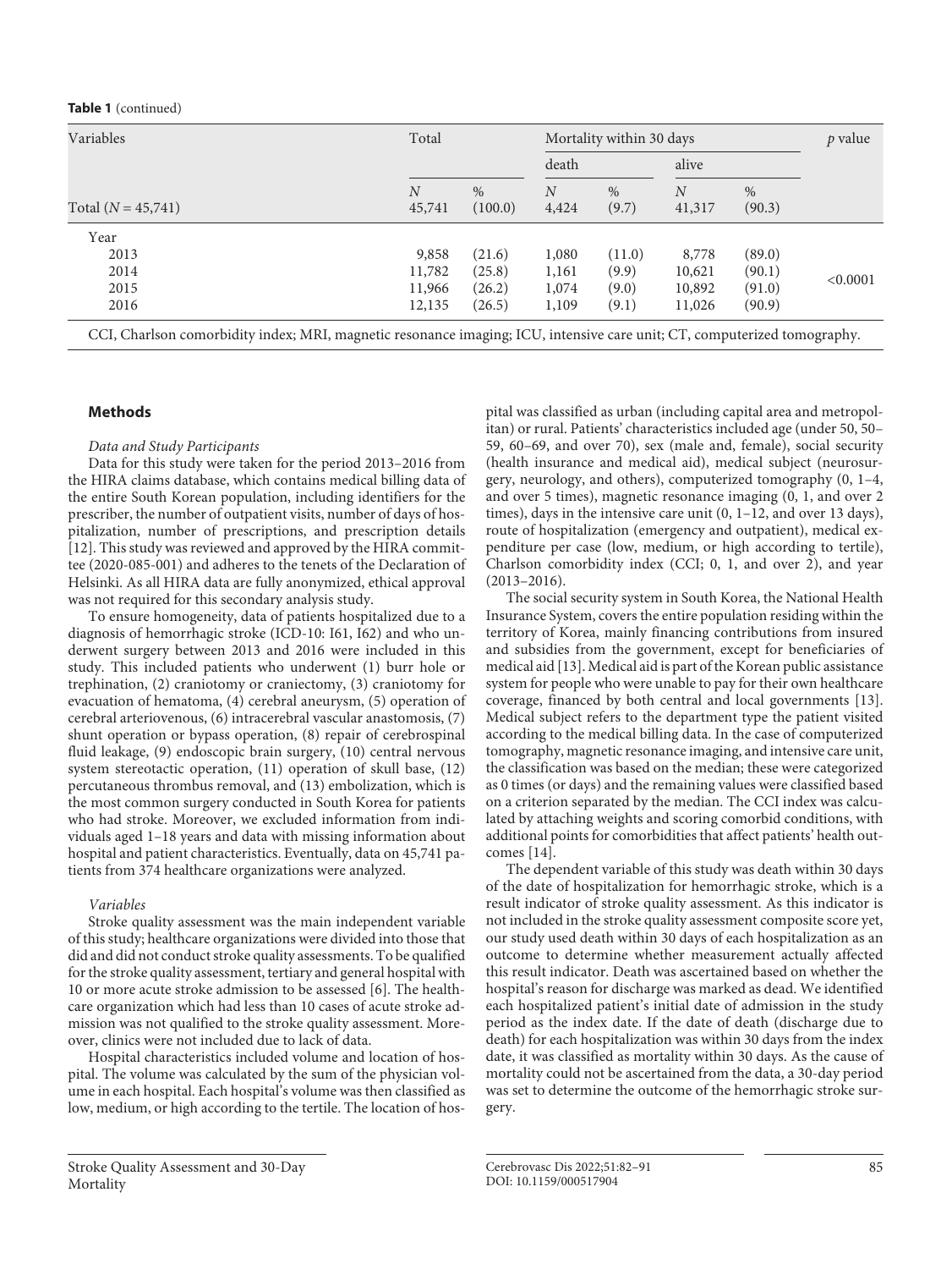**Table 1** (continued)

| Variables | Total | | Mortality within 30 days | | | | *p* value |
|---|---|---|---|---|---|---|---|
| | | | death | | alive | | |
| Total (*N* = 45,741) | *N* 45,741 | % (100.0) | *N* 4,424 | % (9.7) | *N* 41,317 | % (90.3) | |
| Year | | | | | | | |
| 2013 | 9,858 | (21.6) | 1,080 | (11.0) | 8,778 | (89.0) | <0.0001 |
| 2014 | 11,782 | (25.8) | 1,161 | (9.9) | 10,621 | (90.1) | |
| 2015 | 11,966 | (26.2) | 1,074 | (9.0) | 10,892 | (91.0) | |
| 2016 | 12,135 | (26.5) | 1,109 | (9.1) | 11,026 | (90.9) | |

CCI, Charlson comorbidity index; MRI, magnetic resonance imaging; ICU, intensive care unit; CT, computerized tomography.

## Methods

### *Data and Study Participants*

Data for this study were taken for the period 2013–2016 from the HIRA claims database, which contains medical billing data of the entire South Korean population, including identifiers for the prescriber, the number of outpatient visits, number of days of hospitalization, number of prescriptions, and prescription details [12]. This study was reviewed and approved by the HIRA committee (2020-085-001) and adheres to the tenets of the Declaration of Helsinki. As all HIRA data are fully anonymized, ethical approval was not required for this secondary analysis study.

To ensure homogeneity, data of patients hospitalized due to a diagnosis of hemorrhagic stroke (ICD-10: I61, I62) and who underwent surgery between 2013 and 2016 were included in this study. This included patients who underwent (1) burr hole or trephination, (2) craniotomy or craniectomy, (3) craniotomy for evacuation of hematoma, (4) cerebral aneurysm, (5) operation of cerebral arteriovenous, (6) intracerebral vascular anastomosis, (7) shunt operation or bypass operation, (8) repair of cerebrospinal fluid leakage, (9) endoscopic brain surgery, (10) central nervous system stereotactic operation, (11) operation of skull base, (12) percutaneous thrombus removal, and (13) embolization, which is the most common surgery conducted in South Korea for patients who had stroke. Moreover, we excluded information from individuals aged 1–18 years and data with missing information about hospital and patient characteristics. Eventually, data on 45,741 patients from 374 healthcare organizations were analyzed.

### *Variables*

Stroke quality assessment was the main independent variable of this study; healthcare organizations were divided into those that did and did not conduct stroke quality assessments. To be qualified for the stroke quality assessment, tertiary and general hospital with 10 or more acute stroke admission to be assessed [6]. The healthcare organization which had less than 10 cases of acute stroke admission was not qualified to the stroke quality assessment. Moreover, clinics were not included due to lack of data.

Hospital characteristics included volume and location of hospital. The volume was calculated by the sum of the physician volume in each hospital. Each hospital's volume was then classified as low, medium, or high according to the tertile. The location of hospital was classified as urban (including capital area and metropolitan) or rural. Patients' characteristics included age (under 50, 50–59, 60–69, and over 70), sex (male and, female), social security (health insurance and medical aid), medical subject (neurosurgery, neurology, and others), computerized tomography (0, 1–4, and over 5 times), magnetic resonance imaging (0, 1, and over 2 times), days in the intensive care unit (0, 1–12, and over 13 days), route of hospitalization (emergency and outpatient), medical expenditure per case (low, medium, or high according to tertile), Charlson comorbidity index (CCI; 0, 1, and over 2), and year (2013–2016).

The social security system in South Korea, the National Health Insurance System, covers the entire population residing within the territory of Korea, mainly financing contributions from insured and subsidies from the government, except for beneficiaries of medical aid [13]. Medical aid is part of the Korean public assistance system for people who were unable to pay for their own healthcare coverage, financed by both central and local governments [13]. Medical subject refers to the department type the patient visited according to the medical billing data. In the case of computerized tomography, magnetic resonance imaging, and intensive care unit, the classification was based on the median; these were categorized as 0 times (or days) and the remaining values were classified based on a criterion separated by the median. The CCI index was calculated by attaching weights and scoring comorbid conditions, with additional points for comorbidities that affect patients' health outcomes [14].

The dependent variable of this study was death within 30 days of the date of hospitalization for hemorrhagic stroke, which is a result indicator of stroke quality assessment. As this indicator is not included in the stroke quality assessment composite score yet, our study used death within 30 days of each hospitalization as an outcome to determine whether measurement actually affected this result indicator. Death was ascertained based on whether the hospital's reason for discharge was marked as dead. We identified each hospitalized patient's initial date of admission in the study period as the index date. If the date of death (discharge due to death) for each hospitalization was within 30 days from the index date, it was classified as mortality within 30 days. As the cause of mortality could not be ascertained from the data, a 30-day period was set to determine the outcome of the hemorrhagic stroke surgery.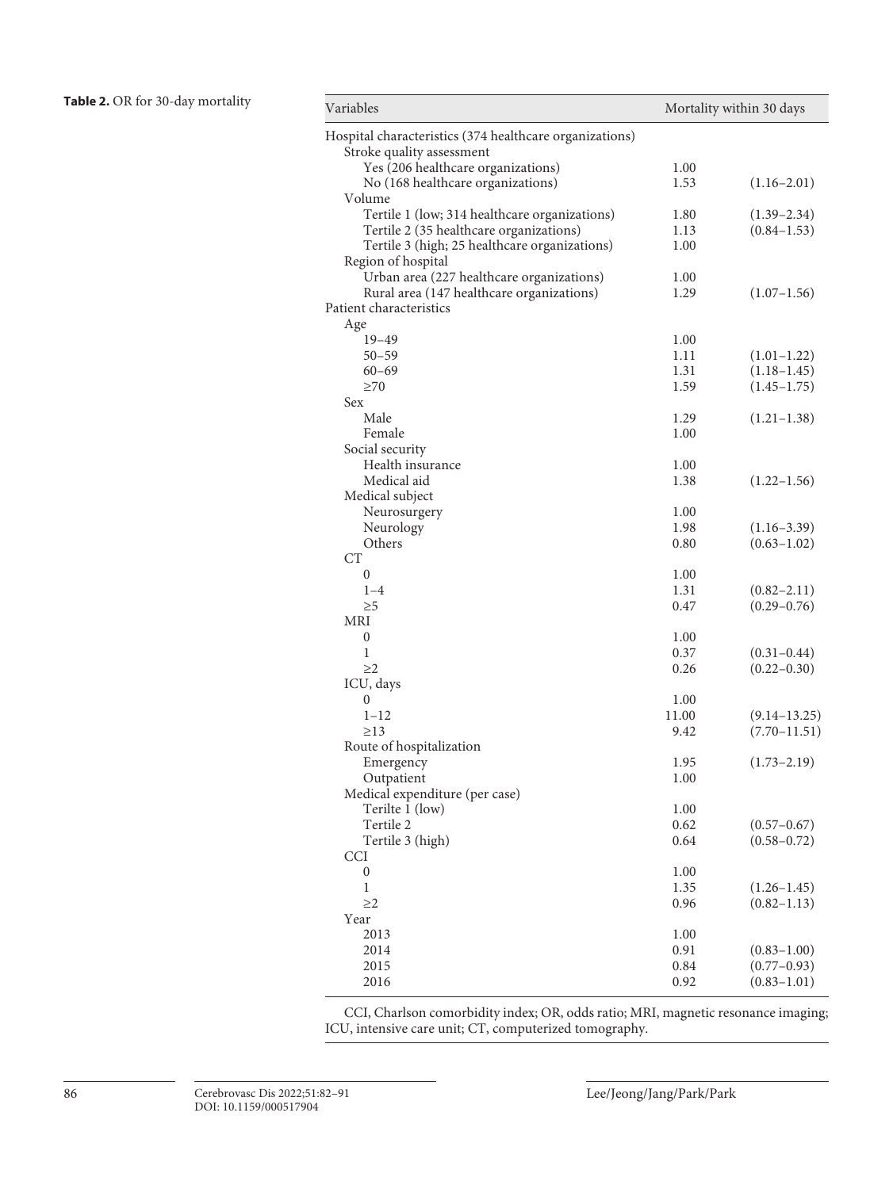**Table 2.** OR for 30-day mortality

| Variables | Mortality within 30 days | |
|---|---|---|
| Hospital characteristics (374 healthcare organizations) | | |
| Stroke quality assessment | | |
| Yes (206 healthcare organizations) | 1.00 | |
| No (168 healthcare organizations) | 1.53 | (1.16–2.01) |
| Volume | | |
| Tertile 1 (low; 314 healthcare organizations) | 1.80 | (1.39–2.34) |
| Tertile 2 (35 healthcare organizations) | 1.13 | (0.84–1.53) |
| Tertile 3 (high; 25 healthcare organizations) | 1.00 | |
| Region of hospital | | |
| Urban area (227 healthcare organizations) | 1.00 | |
| Rural area (147 healthcare organizations) | 1.29 | (1.07–1.56) |
| Patient characteristics | | |
| Age | | |
| 19–49 | 1.00 | |
| 50–59 | 1.11 | (1.01–1.22) |
| 60–69 | 1.31 | (1.18–1.45) |
| ≥70 | 1.59 | (1.45–1.75) |
| Sex | | |
| Male | 1.29 | (1.21–1.38) |
| Female | 1.00 | |
| Social security | | |
| Health insurance | 1.00 | |
| Medical aid | 1.38 | (1.22–1.56) |
| Medical subject | | |
| Neurosurgery | 1.00 | |
| Neurology | 1.98 | (1.16–3.39) |
| Others | 0.80 | (0.63–1.02) |
| CT | | |
| 0 | 1.00 | |
| 1–4 | 1.31 | (0.82–2.11) |
| ≥5 | 0.47 | (0.29–0.76) |
| MRI | | |
| 0 | 1.00 | |
| 1 | 0.37 | (0.31–0.44) |
| ≥2 | 0.26 | (0.22–0.30) |
| ICU, days | | |
| 0 | 1.00 | |
| 1–12 | 11.00 | (9.14–13.25) |
| ≥13 | 9.42 | (7.70–11.51) |
| Route of hospitalization | | |
| Emergency | 1.95 | (1.73–2.19) |
| Outpatient | 1.00 | |
| Medical expenditure (per case) | | |
| Terilte 1 (low) | 1.00 | |
| Tertile 2 | 0.62 | (0.57–0.67) |
| Tertile 3 (high) | 0.64 | (0.58–0.72) |
| CCI | | |
| 0 | 1.00 | |
| 1 | 1.35 | (1.26–1.45) |
| ≥2 | 0.96 | (0.82–1.13) |
| Year | | |
| 2013 | 1.00 | |
| 2014 | 0.91 | (0.83–1.00) |
| 2015 | 0.84 | (0.77–0.93) |
| 2016 | 0.92 | (0.83–1.01) |

CCI, Charlson comorbidity index; OR, odds ratio; MRI, magnetic resonance imaging; ICU, intensive care unit; CT, computerized tomography.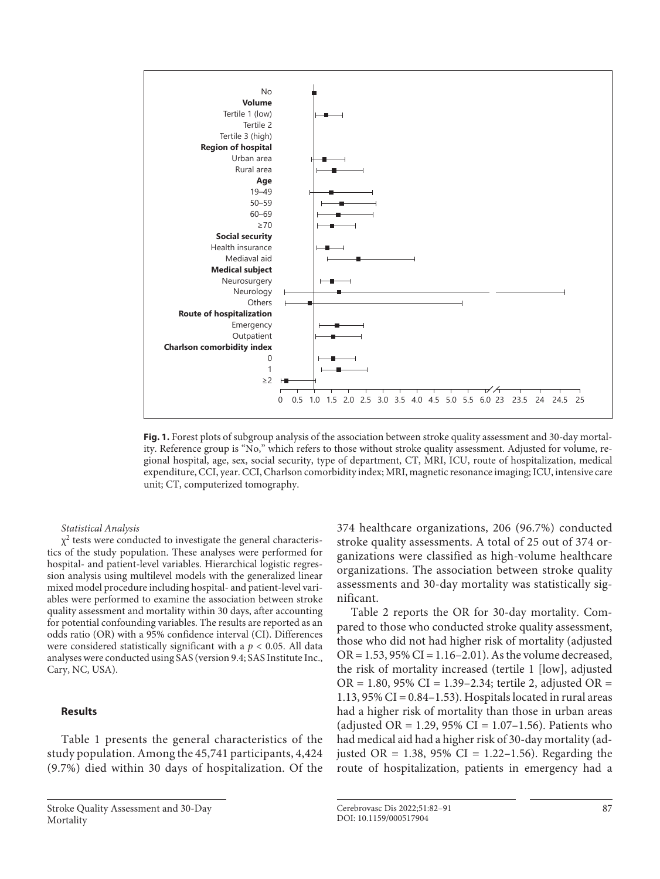Fig. 1. Forest plots of subgroup analysis of the association between stroke quality assessment and 30-day mortality. Reference group is "No," which refers to those without stroke quality assessment. Adjusted for volume, regional hospital, age, sex, social security, type of department, CT, MRI, ICU, route of hospitalization, medical expenditure, CCI, year. CCI, Charlson comorbidity index; MRI, magnetic resonance imaging; ICU, intensive care unit; CT, computerized tomography.

*Statistical Analysis*

$\chi^2$ tests were conducted to investigate the general characteristics of the study population. These analyses were performed for hospital- and patient-level variables. Hierarchical logistic regression analysis using multilevel models with the generalized linear mixed model procedure including hospital- and patient-level variables were performed to examine the association between stroke quality assessment and mortality within 30 days, after accounting for potential confounding variables. The results are reported as an odds ratio (OR) with a 95% confidence interval (CI). Differences were considered statistically significant with a $p < 0.05$. All data analyses were conducted using SAS (version 9.4; SAS Institute Inc., Cary, NC, USA).

## Results

Table 1 presents the general characteristics of the study population. Among the 45,741 participants, 4,424 (9.7%) died within 30 days of hospitalization. Of the 374 healthcare organizations, 206 (96.7%) conducted stroke quality assessments. A total of 25 out of 374 organizations were classified as high-volume healthcare organizations. The association between stroke quality assessments and 30-day mortality was statistically significant.

Table 2 reports the OR for 30-day mortality. Compared to those who conducted stroke quality assessment, those who did not had higher risk of mortality (adjusted OR = 1.53, 95% CI = 1.16–2.01). As the volume decreased, the risk of mortality increased (tertile 1 [low], adjusted OR = 1.80, 95% CI = 1.39–2.34; tertile 2, adjusted OR = 1.13, 95% CI = 0.84–1.53). Hospitals located in rural areas had a higher risk of mortality than those in urban areas (adjusted OR = 1.29, 95% CI = 1.07–1.56). Patients who had medical aid had a higher risk of 30-day mortality (adjusted OR = 1.38, 95% CI = 1.22–1.56). Regarding the route of hospitalization, patients in emergency had a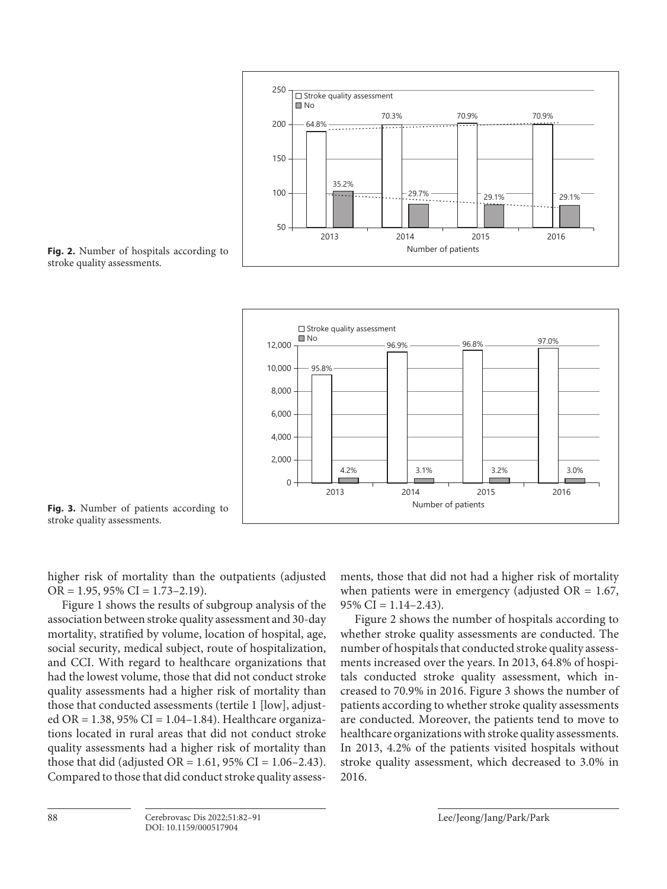Fig. 2. Number of hospitals according to stroke quality assessments.

Fig. 3. Number of patients according to stroke quality assessments.

higher risk of mortality than the outpatients (adjusted OR = 1.95, 95% CI = 1.73–2.19).

Figure 1 shows the results of subgroup analysis of the association between stroke quality assessment and 30-day mortality, stratified by volume, location of hospital, age, social security, medical subject, route of hospitalization, and CCI. With regard to healthcare organizations that had the lowest volume, those that did not conduct stroke quality assessments had a higher risk of mortality than those that conducted assessments (tertile 1 [low], adjusted OR = 1.38, 95% CI = 1.04–1.84). Healthcare organizations located in rural areas that did not conduct stroke quality assessments had a higher risk of mortality than those that did (adjusted OR = 1.61, 95% CI = 1.06–2.43). Compared to those that did conduct stroke quality assessments, those that did not had a higher risk of mortality when patients were in emergency (adjusted OR = 1.67, 95% CI = 1.14–2.43).

Figure 2 shows the number of hospitals according to whether stroke quality assessments are conducted. The number of hospitals that conducted stroke quality assessments increased over the years. In 2013, 64.8% of hospitals conducted stroke quality assessment, which increased to 70.9% in 2016. Figure 3 shows the number of patients according to whether stroke quality assessments are conducted. Moreover, the patients tend to move to healthcare organizations with stroke quality assessments. In 2013, 4.2% of the patients visited hospitals without stroke quality assessment, which decreased to 3.0% in 2016.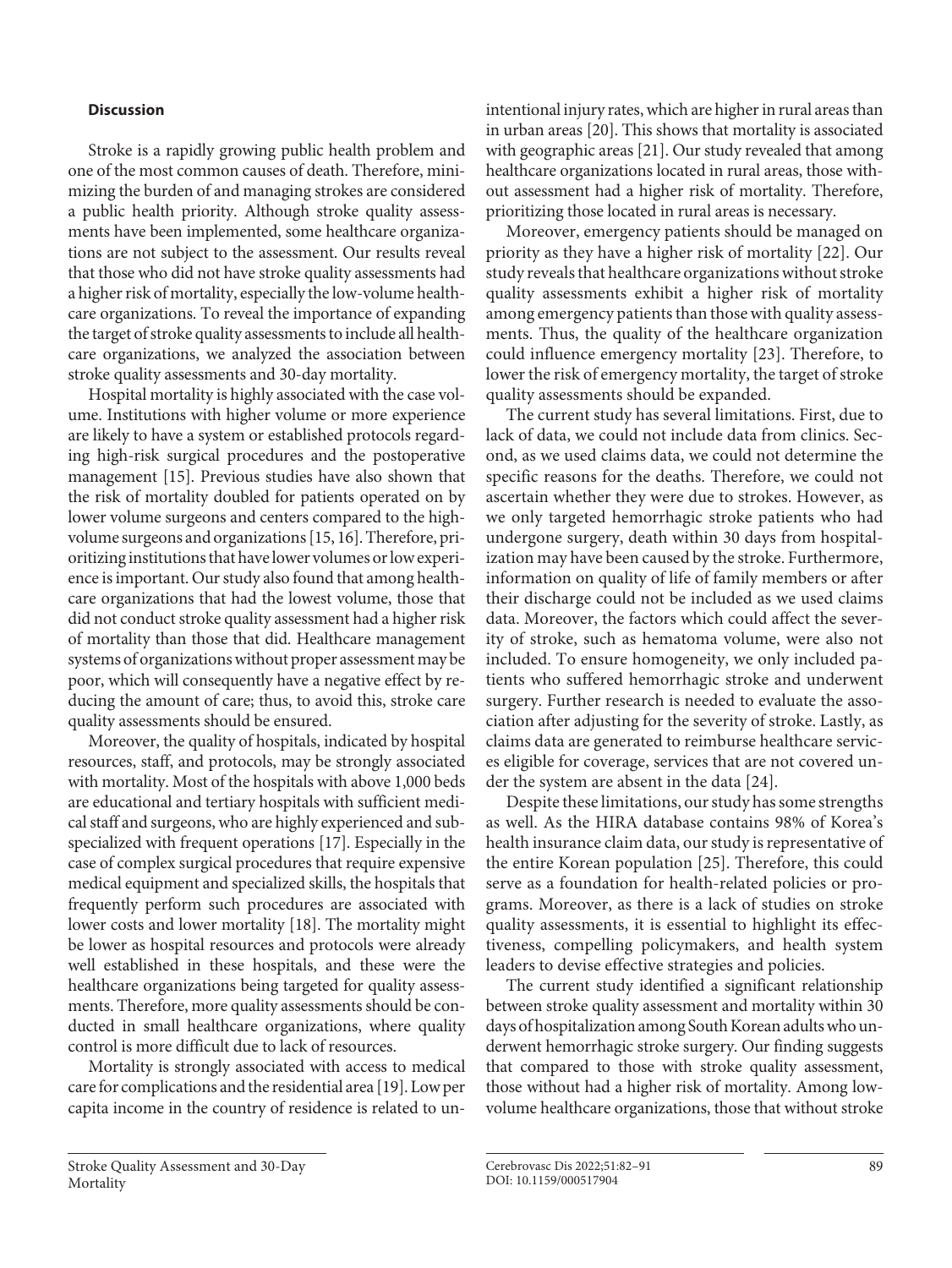### Discussion

Stroke is a rapidly growing public health problem and one of the most common causes of death. Therefore, minimizing the burden of and managing strokes are considered a public health priority. Although stroke quality assessments have been implemented, some healthcare organizations are not subject to the assessment. Our results reveal that those who did not have stroke quality assessments had a higher risk of mortality, especially the low-volume healthcare organizations. To reveal the importance of expanding the target of stroke quality assessments to include all healthcare organizations, we analyzed the association between stroke quality assessments and 30-day mortality.

Hospital mortality is highly associated with the case volume. Institutions with higher volume or more experience are likely to have a system or established protocols regarding high-risk surgical procedures and the postoperative management [15]. Previous studies have also shown that the risk of mortality doubled for patients operated on by lower volume surgeons and centers compared to the high-volume surgeons and organizations [15, 16]. Therefore, prioritizing institutions that have lower volumes or low experience is important. Our study also found that among healthcare organizations that had the lowest volume, those that did not conduct stroke quality assessment had a higher risk of mortality than those that did. Healthcare management systems of organizations without proper assessment may be poor, which will consequently have a negative effect by reducing the amount of care; thus, to avoid this, stroke care quality assessments should be ensured.

Moreover, the quality of hospitals, indicated by hospital resources, staff, and protocols, may be strongly associated with mortality. Most of the hospitals with above 1,000 beds are educational and tertiary hospitals with sufficient medical staff and surgeons, who are highly experienced and subspecialized with frequent operations [17]. Especially in the case of complex surgical procedures that require expensive medical equipment and specialized skills, the hospitals that frequently perform such procedures are associated with lower costs and lower mortality [18]. The mortality might be lower as hospital resources and protocols were already well established in these hospitals, and these were the healthcare organizations being targeted for quality assessments. Therefore, more quality assessments should be conducted in small healthcare organizations, where quality control is more difficult due to lack of resources.

Mortality is strongly associated with access to medical care for complications and the residential area [19]. Low per capita income in the country of residence is related to unintentional injury rates, which are higher in rural areas than in urban areas [20]. This shows that mortality is associated with geographic areas [21]. Our study revealed that among healthcare organizations located in rural areas, those without assessment had a higher risk of mortality. Therefore, prioritizing those located in rural areas is necessary.

Moreover, emergency patients should be managed on priority as they have a higher risk of mortality [22]. Our study reveals that healthcare organizations without stroke quality assessments exhibit a higher risk of mortality among emergency patients than those with quality assessments. Thus, the quality of the healthcare organization could influence emergency mortality [23]. Therefore, to lower the risk of emergency mortality, the target of stroke quality assessments should be expanded.

The current study has several limitations. First, due to lack of data, we could not include data from clinics. Second, as we used claims data, we could not determine the specific reasons for the deaths. Therefore, we could not ascertain whether they were due to strokes. However, as we only targeted hemorrhagic stroke patients who had undergone surgery, death within 30 days from hospitalization may have been caused by the stroke. Furthermore, information on quality of life of family members or after their discharge could not be included as we used claims data. Moreover, the factors which could affect the severity of stroke, such as hematoma volume, were also not included. To ensure homogeneity, we only included patients who suffered hemorrhagic stroke and underwent surgery. Further research is needed to evaluate the association after adjusting for the severity of stroke. Lastly, as claims data are generated to reimburse healthcare services eligible for coverage, services that are not covered under the system are absent in the data [24].

Despite these limitations, our study has some strengths as well. As the HIRA database contains 98% of Korea's health insurance claim data, our study is representative of the entire Korean population [25]. Therefore, this could serve as a foundation for health-related policies or programs. Moreover, as there is a lack of studies on stroke quality assessments, it is essential to highlight its effectiveness, compelling policymakers, and health system leaders to devise effective strategies and policies.

The current study identified a significant relationship between stroke quality assessment and mortality within 30 days of hospitalization among South Korean adults who underwent hemorrhagic stroke surgery. Our finding suggests that compared to those with stroke quality assessment, those without had a higher risk of mortality. Among low-volume healthcare organizations, those that without stroke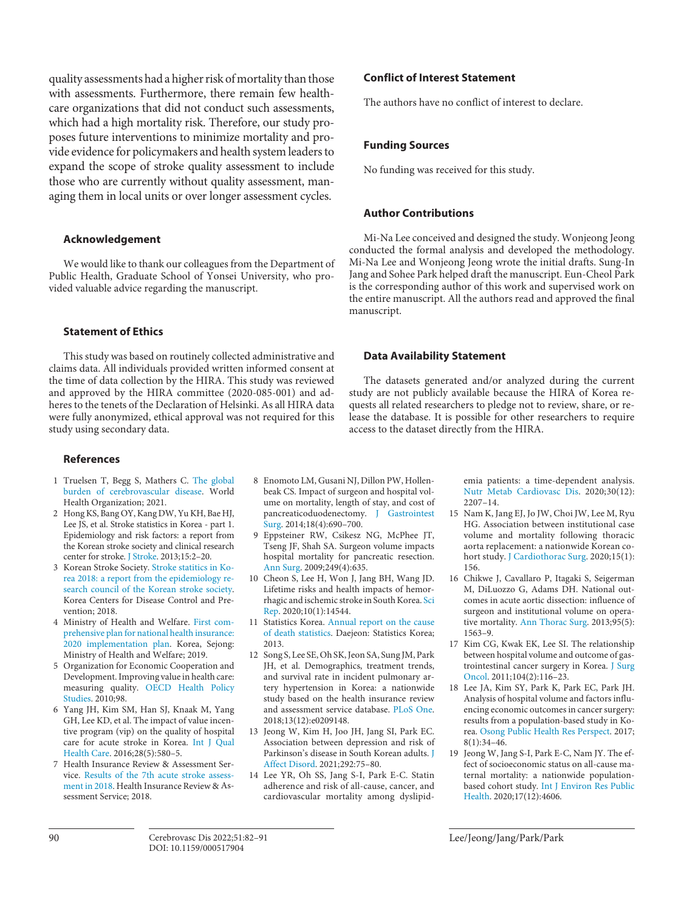quality assessments had a higher risk of mortality than those with assessments. Furthermore, there remain few healthcare organizations that did not conduct such assessments, which had a high mortality risk. Therefore, our study proposes future interventions to minimize mortality and provide evidence for policymakers and health system leaders to expand the scope of stroke quality assessment to include those who are currently without quality assessment, managing them in local units or over longer assessment cycles.

## Acknowledgement

We would like to thank our colleagues from the Department of Public Health, Graduate School of Yonsei University, who provided valuable advice regarding the manuscript.

## Statement of Ethics

This study was based on routinely collected administrative and claims data. All individuals provided written informed consent at the time of data collection by the HIRA. This study was reviewed and approved by the HIRA committee (2020-085-001) and adheres to the tenets of the Declaration of Helsinki. As all HIRA data were fully anonymized, ethical approval was not required for this study using secondary data.

## Conflict of Interest Statement

The authors have no conflict of interest to declare.

## Funding Sources

No funding was received for this study.

## Author Contributions

Mi-Na Lee conceived and designed the study. Wonjeong Jeong conducted the formal analysis and developed the methodology. Mi-Na Lee and Wonjeong Jeong wrote the initial drafts. Sung-In Jang and Sohee Park helped draft the manuscript. Eun-Cheol Park is the corresponding author of this work and supervised work on the entire manuscript. All the authors read and approved the final manuscript.

## Data Availability Statement

The datasets generated and/or analyzed during the current study are not publicly available because the HIRA of Korea requests all related researchers to pledge not to review, share, or release the database. It is possible for other researchers to require access to the dataset directly from the HIRA.

## References

1. Truelsen T, Begg S, Mathers C. The global burden of cerebrovascular disease. World Health Organization; 2021.
2. Hong KS, Bang OY, Kang DW, Yu KH, Bae HJ, Lee JS, et al. Stroke statistics in Korea - part 1. Epidemiology and risk factors: a report from the Korean stroke society and clinical research center for stroke. J Stroke. 2013;15:2–20.
3. Korean Stroke Society. Stroke statistics in Korea 2018: a report from the epidemiology research council of the Korean stroke society. Korea Centers for Disease Control and Prevention; 2018.
4. Ministry of Health and Welfare. First comprehensive plan for national health insurance: 2020 implementation plan. Korea, Sejong: Ministry of Health and Welfare; 2019.
5. Organization for Economic Cooperation and Development. Improving value in health care: measuring quality. OECD Health Policy Studies. 2010;98.
6. Yang JH, Kim SM, Han SJ, Knaak M, Yang GH, Lee KD, et al. The impact of value incentive program (vip) on the quality of hospital care for acute stroke in Korea. Int J Qual Health Care. 2016;28(5):580–5.
7. Health Insurance Review & Assessment Service. Results of the 7th acute stroke assessment in 2018. Health Insurance Review & Assessment Service; 2018.
8. Enomoto LM, Gusani NJ, Dillon PW, Hollenbeak CS. Impact of surgeon and hospital volume on mortality, length of stay, and cost of pancreaticoduodenectomy. J Gastrointest Surg. 2014;18(4):690–700.
9. Eppsteiner RW, Csikesz NG, McPhee JT, Tseng JF, Shah SA. Surgeon volume impacts hospital mortality for pancreatic resection. Ann Surg. 2009;249(4):635.
10. Cheon S, Lee H, Won J, Jang BH, Wang JD. Lifetime risks and health impacts of hemorrhagic and ischemic stroke in South Korea. Sci Rep. 2020;10(1):14544.
11. Statistics Korea. Annual report on the cause of death statistics. Daejeon: Statistics Korea; 2013.
12. Song S, Lee SE, Oh SK, Jeon SA, Sung JM, Park JH, et al. Demographics, treatment trends, and survival rate in incident pulmonary artery hypertension in Korea: a nationwide study based on the health insurance review and assessment service database. PLoS One. 2018;13(12):e0209148.
13. Jeong W, Kim H, Joo JH, Jang SI, Park EC. Association between depression and risk of Parkinson's disease in South Korean adults. J Affect Disord. 2021;292:75–80.
14. Lee YR, Oh SS, Jang S-I, Park E-C. Statin adherence and risk of all-cause, cancer, and cardiovascular mortality among dyslipidemia patients: a time-dependent analysis. Nutr Metab Cardiovasc Dis. 2020;30(12):2207–14.
15. Nam K, Jang EJ, Jo JW, Choi JW, Lee M, Ryu HG. Association between institutional case volume and mortality following thoracic aorta replacement: a nationwide Korean cohort study. J Cardiothorac Surg. 2020;15(1):156.
16. Chikwe J, Cavallaro P, Itagaki S, Seigerman M, DiLuozzo G, Adams DH. National outcomes in acute aortic dissection: influence of surgeon and institutional volume on operative mortality. Ann Thorac Surg. 2013;95(5):1563–9.
17. Kim CG, Kwak EK, Lee SI. The relationship between hospital volume and outcome of gastrointestinal cancer surgery in Korea. J Surg Oncol. 2011;104(2):116–23.
18. Lee JA, Kim SY, Park K, Park EC, Park JH. Analysis of hospital volume and factors influencing economic outcomes in cancer surgery: results from a population-based study in Korea. Osong Public Health Res Perspect. 2017;8(1):34–46.
19. Jeong W, Jang S-I, Park E-C, Nam JY. The effect of socioeconomic status on all-cause maternal mortality: a nationwide population-based cohort study. Int J Environ Res Public Health. 2020;17(12):4606.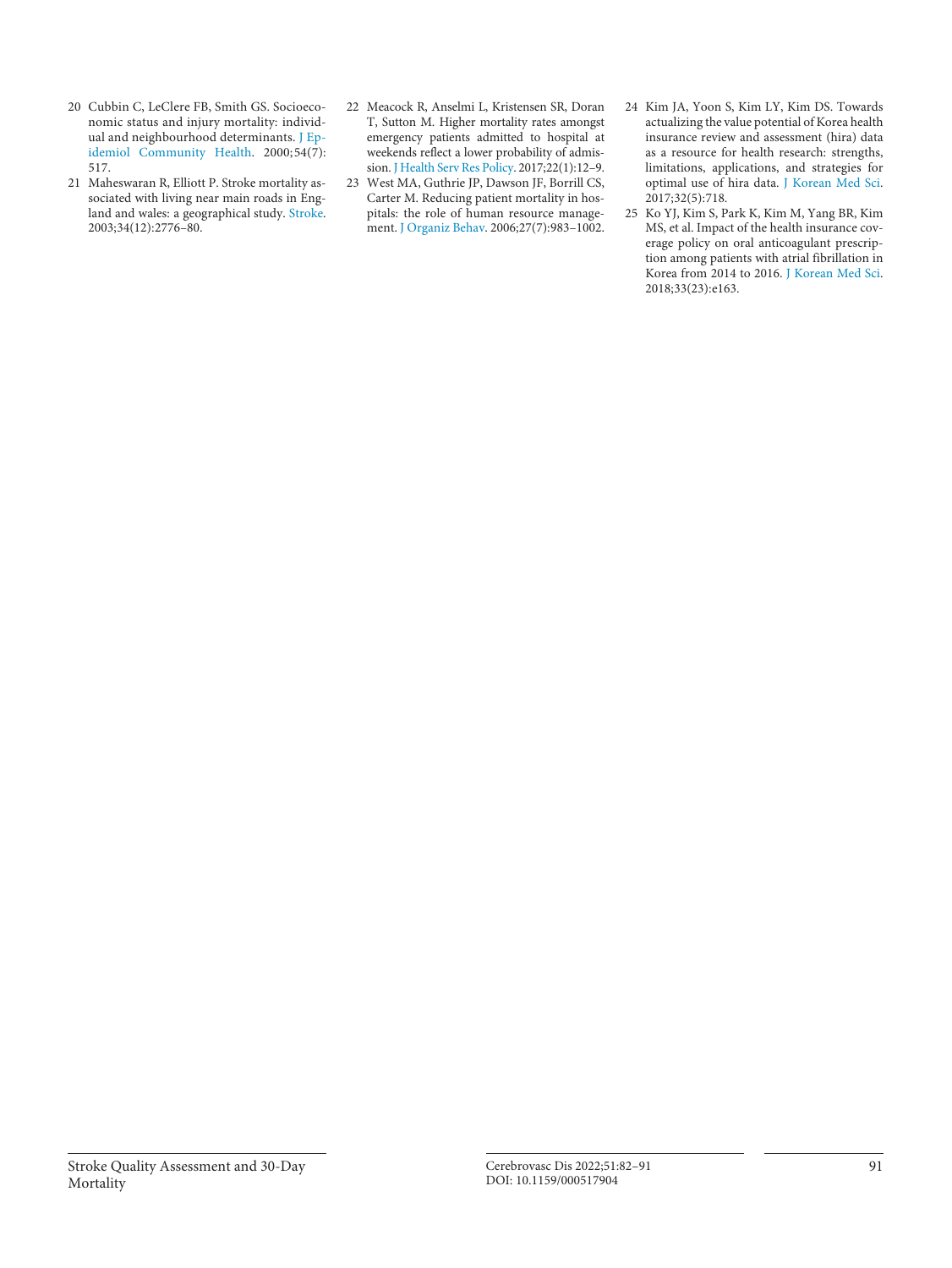20 Cubbin C, LeClere FB, Smith GS. Socioeconomic status and injury mortality: individual and neighbourhood determinants. J Epidemiol Community Health. 2000;54(7):517.

21 Maheswaran R, Elliott P. Stroke mortality associated with living near main roads in England and wales: a geographical study. Stroke. 2003;34(12):2776–80.

22 Meacock R, Anselmi L, Kristensen SR, Doran T, Sutton M. Higher mortality rates amongst emergency patients admitted to hospital at weekends reflect a lower probability of admission. J Health Serv Res Policy. 2017;22(1):12–9.

23 West MA, Guthrie JP, Dawson JF, Borrill CS, Carter M. Reducing patient mortality in hospitals: the role of human resource management. J Organiz Behav. 2006;27(7):983–1002.

24 Kim JA, Yoon S, Kim LY, Kim DS. Towards actualizing the value potential of Korea health insurance review and assessment (hira) data as a resource for health research: strengths, limitations, applications, and strategies for optimal use of hira data. J Korean Med Sci. 2017;32(5):718.

25 Ko YJ, Kim S, Park K, Kim M, Yang BR, Kim MS, et al. Impact of the health insurance coverage policy on oral anticoagulant prescription among patients with atrial fibrillation in Korea from 2014 to 2016. J Korean Med Sci. 2018;33(23):e163.